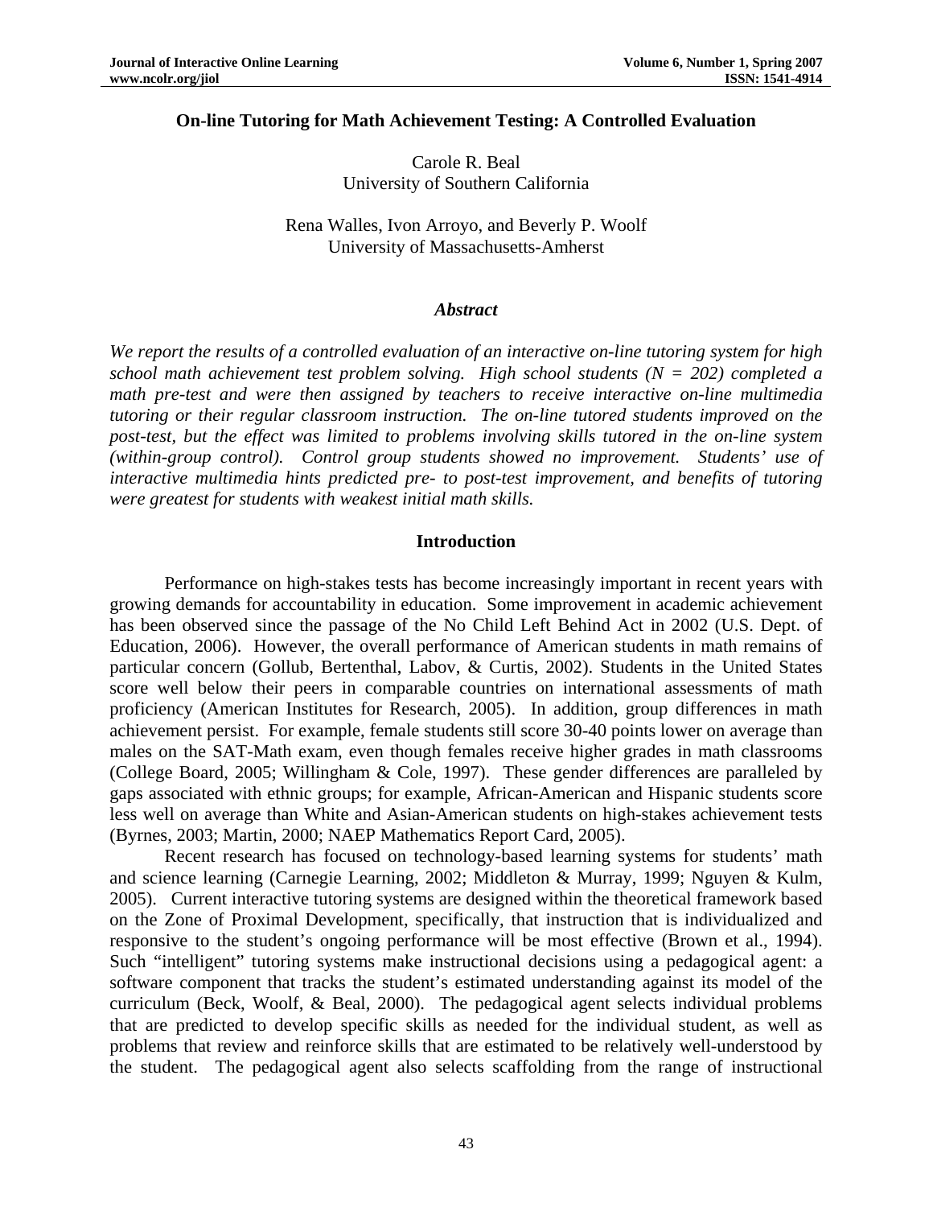# On-line Tutoring for Math Achievement Testing: A Controlled Evaluation

Carole R. Beal
University of Southern California

Rena Walles, Ivon Arroyo, and Beverly P. Woolf
University of Massachusetts-Amherst

## *Abstract*

*We report the results of a controlled evaluation of an interactive on-line tutoring system for high school math achievement test problem solving. High school students (N = 202) completed a math pre-test and were then assigned by teachers to receive interactive on-line multimedia tutoring or their regular classroom instruction. The on-line tutored students improved on the post-test, but the effect was limited to problems involving skills tutored in the on-line system (within-group control). Control group students showed no improvement. Students' use of interactive multimedia hints predicted pre- to post-test improvement, and benefits of tutoring were greatest for students with weakest initial math skills.*

## Introduction

Performance on high-stakes tests has become increasingly important in recent years with growing demands for accountability in education. Some improvement in academic achievement has been observed since the passage of the No Child Left Behind Act in 2002 (U.S. Dept. of Education, 2006). However, the overall performance of American students in math remains of particular concern (Gollub, Bertenthal, Labov, & Curtis, 2002). Students in the United States score well below their peers in comparable countries on international assessments of math proficiency (American Institutes for Research, 2005). In addition, group differences in math achievement persist. For example, female students still score 30-40 points lower on average than males on the SAT-Math exam, even though females receive higher grades in math classrooms (College Board, 2005; Willingham & Cole, 1997). These gender differences are paralleled by gaps associated with ethnic groups; for example, African-American and Hispanic students score less well on average than White and Asian-American students on high-stakes achievement tests (Byrnes, 2003; Martin, 2000; NAEP Mathematics Report Card, 2005).

Recent research has focused on technology-based learning systems for students' math and science learning (Carnegie Learning, 2002; Middleton & Murray, 1999; Nguyen & Kulm, 2005). Current interactive tutoring systems are designed within the theoretical framework based on the Zone of Proximal Development, specifically, that instruction that is individualized and responsive to the student's ongoing performance will be most effective (Brown et al., 1994). Such "intelligent" tutoring systems make instructional decisions using a pedagogical agent: a software component that tracks the student's estimated understanding against its model of the curriculum (Beck, Woolf, & Beal, 2000). The pedagogical agent selects individual problems that are predicted to develop specific skills as needed for the individual student, as well as problems that review and reinforce skills that are estimated to be relatively well-understood by the student. The pedagogical agent also selects scaffolding from the range of instructional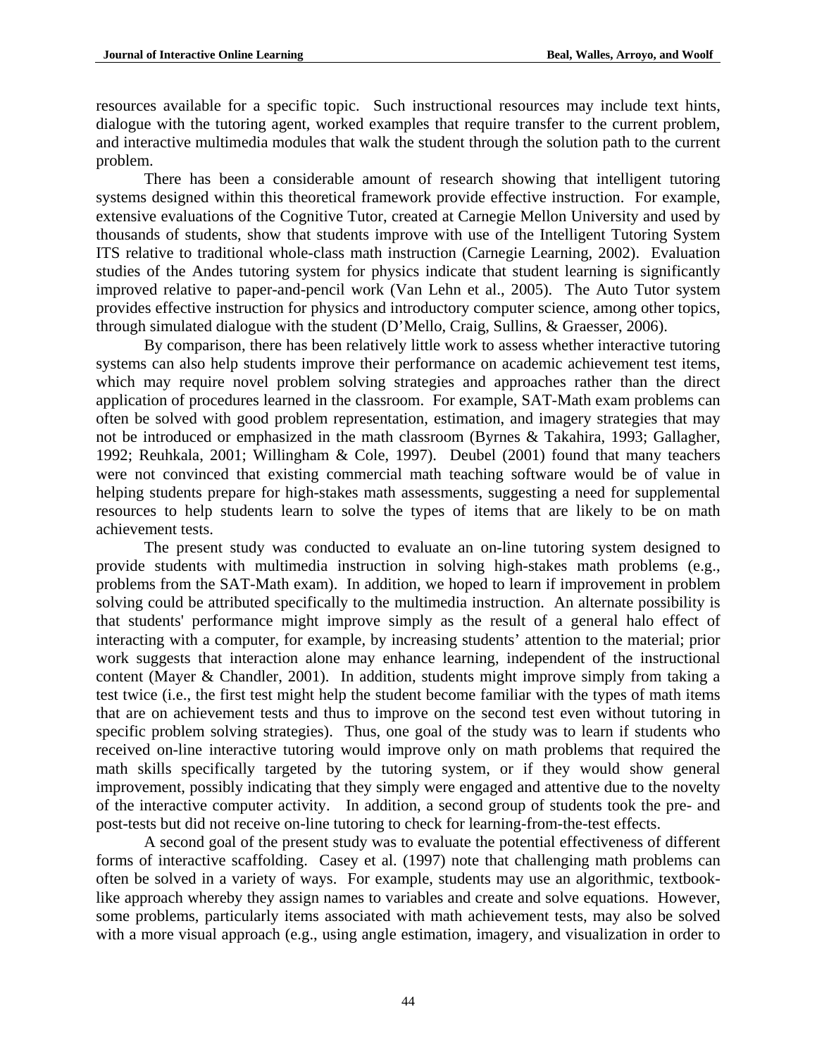resources available for a specific topic. Such instructional resources may include text hints, dialogue with the tutoring agent, worked examples that require transfer to the current problem, and interactive multimedia modules that walk the student through the solution path to the current problem.

There has been a considerable amount of research showing that intelligent tutoring systems designed within this theoretical framework provide effective instruction. For example, extensive evaluations of the Cognitive Tutor, created at Carnegie Mellon University and used by thousands of students, show that students improve with use of the Intelligent Tutoring System ITS relative to traditional whole-class math instruction (Carnegie Learning, 2002). Evaluation studies of the Andes tutoring system for physics indicate that student learning is significantly improved relative to paper-and-pencil work (Van Lehn et al., 2005). The Auto Tutor system provides effective instruction for physics and introductory computer science, among other topics, through simulated dialogue with the student (D'Mello, Craig, Sullins, & Graesser, 2006).

By comparison, there has been relatively little work to assess whether interactive tutoring systems can also help students improve their performance on academic achievement test items, which may require novel problem solving strategies and approaches rather than the direct application of procedures learned in the classroom. For example, SAT-Math exam problems can often be solved with good problem representation, estimation, and imagery strategies that may not be introduced or emphasized in the math classroom (Byrnes & Takahira, 1993; Gallagher, 1992; Reuhkala, 2001; Willingham & Cole, 1997). Deubel (2001) found that many teachers were not convinced that existing commercial math teaching software would be of value in helping students prepare for high-stakes math assessments, suggesting a need for supplemental resources to help students learn to solve the types of items that are likely to be on math achievement tests.

The present study was conducted to evaluate an on-line tutoring system designed to provide students with multimedia instruction in solving high-stakes math problems (e.g., problems from the SAT-Math exam). In addition, we hoped to learn if improvement in problem solving could be attributed specifically to the multimedia instruction. An alternate possibility is that students' performance might improve simply as the result of a general halo effect of interacting with a computer, for example, by increasing students' attention to the material; prior work suggests that interaction alone may enhance learning, independent of the instructional content (Mayer & Chandler, 2001). In addition, students might improve simply from taking a test twice (i.e., the first test might help the student become familiar with the types of math items that are on achievement tests and thus to improve on the second test even without tutoring in specific problem solving strategies). Thus, one goal of the study was to learn if students who received on-line interactive tutoring would improve only on math problems that required the math skills specifically targeted by the tutoring system, or if they would show general improvement, possibly indicating that they simply were engaged and attentive due to the novelty of the interactive computer activity. In addition, a second group of students took the pre- and post-tests but did not receive on-line tutoring to check for learning-from-the-test effects.

A second goal of the present study was to evaluate the potential effectiveness of different forms of interactive scaffolding. Casey et al. (1997) note that challenging math problems can often be solved in a variety of ways. For example, students may use an algorithmic, textbook-like approach whereby they assign names to variables and create and solve equations. However, some problems, particularly items associated with math achievement tests, may also be solved with a more visual approach (e.g., using angle estimation, imagery, and visualization in order to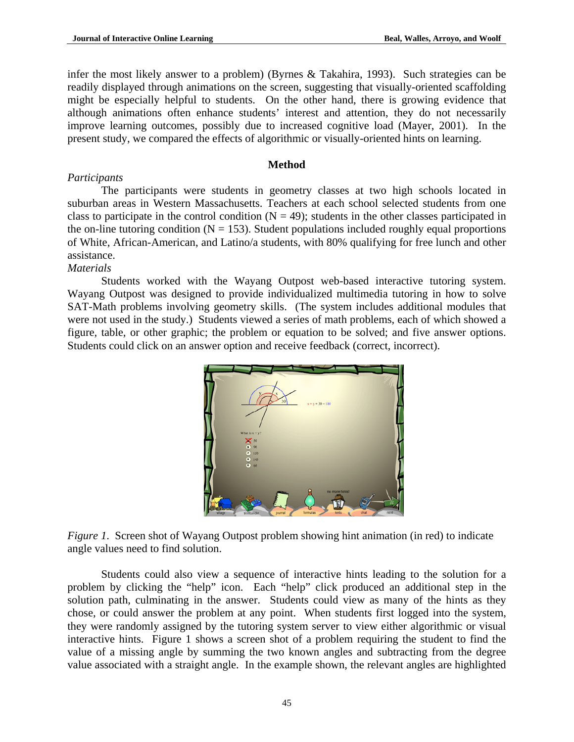infer the most likely answer to a problem) (Byrnes & Takahira, 1993). Such strategies can be readily displayed through animations on the screen, suggesting that visually-oriented scaffolding might be especially helpful to students. On the other hand, there is growing evidence that although animations often enhance students' interest and attention, they do not necessarily improve learning outcomes, possibly due to increased cognitive load (Mayer, 2001). In the present study, we compared the effects of algorithmic or visually-oriented hints on learning.

## Method

*Participants*

The participants were students in geometry classes at two high schools located in suburban areas in Western Massachusetts. Teachers at each school selected students from one class to participate in the control condition ($N = 49$); students in the other classes participated in the on-line tutoring condition ($N = 153$). Student populations included roughly equal proportions of White, African-American, and Latino/a students, with 80% qualifying for free lunch and other assistance.

*Materials*

Students worked with the Wayang Outpost web-based interactive tutoring system. Wayang Outpost was designed to provide individualized multimedia tutoring in how to solve SAT-Math problems involving geometry skills. (The system includes additional modules that were not used in the study.) Students viewed a series of math problems, each of which showed a figure, table, or other graphic; the problem or equation to be solved; and five answer options. Students could click on an answer option and receive feedback (correct, incorrect).

*Figure 1.* Screen shot of Wayang Outpost problem showing hint animation (in red) to indicate angle values need to find solution.

Students could also view a sequence of interactive hints leading to the solution for a problem by clicking the "help" icon. Each "help" click produced an additional step in the solution path, culminating in the answer. Students could view as many of the hints as they chose, or could answer the problem at any point. When students first logged into the system, they were randomly assigned by the tutoring system server to view either algorithmic or visual interactive hints. Figure 1 shows a screen shot of a problem requiring the student to find the value of a missing angle by summing the two known angles and subtracting from the degree value associated with a straight angle. In the example shown, the relevant angles are highlighted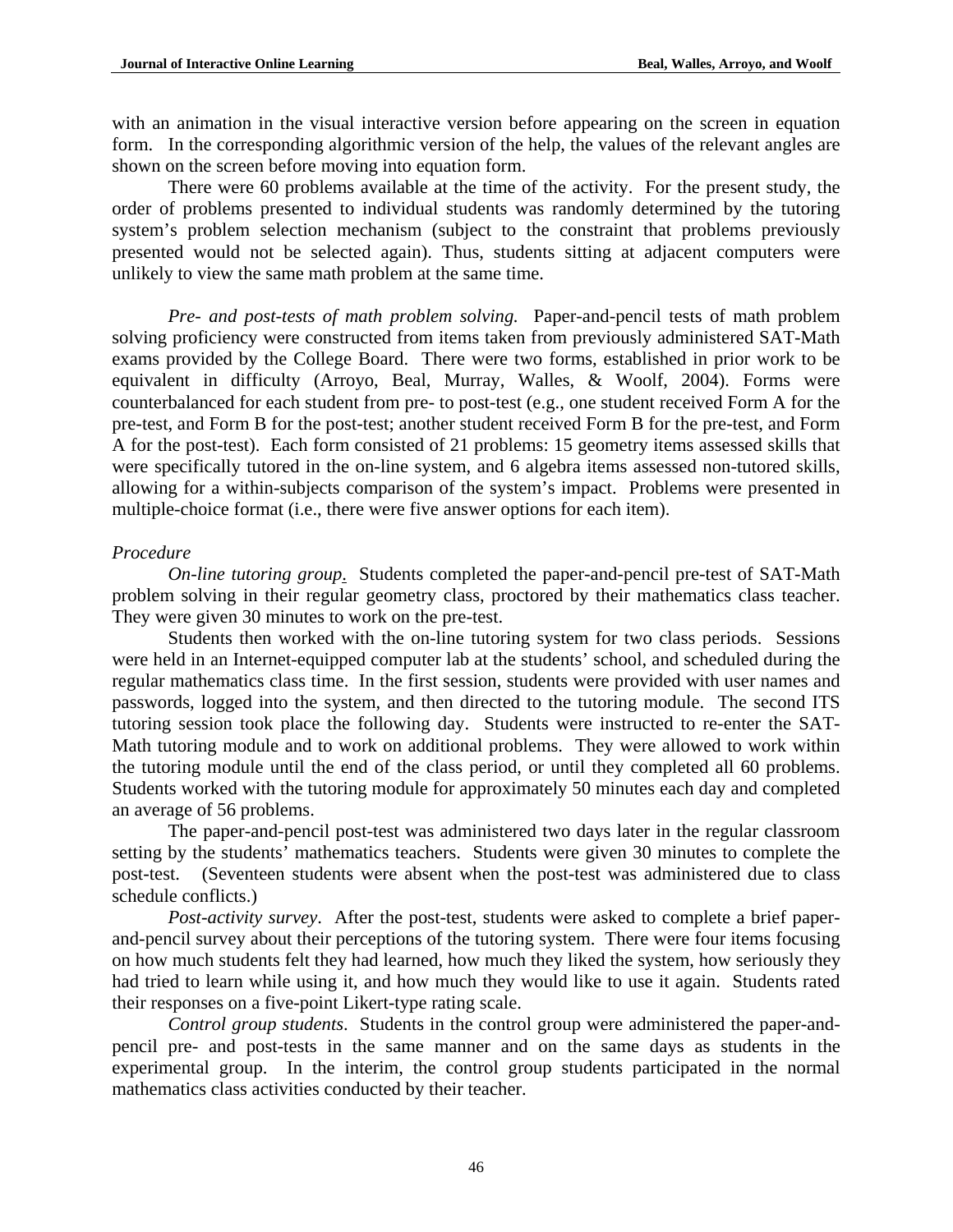with an animation in the visual interactive version before appearing on the screen in equation form. In the corresponding algorithmic version of the help, the values of the relevant angles are shown on the screen before moving into equation form.

There were 60 problems available at the time of the activity. For the present study, the order of problems presented to individual students was randomly determined by the tutoring system's problem selection mechanism (subject to the constraint that problems previously presented would not be selected again). Thus, students sitting at adjacent computers were unlikely to view the same math problem at the same time.

*Pre- and post-tests of math problem solving.* Paper-and-pencil tests of math problem solving proficiency were constructed from items taken from previously administered SAT-Math exams provided by the College Board. There were two forms, established in prior work to be equivalent in difficulty (Arroyo, Beal, Murray, Walles, & Woolf, 2004). Forms were counterbalanced for each student from pre- to post-test (e.g., one student received Form A for the pre-test, and Form B for the post-test; another student received Form B for the pre-test, and Form A for the post-test). Each form consisted of 21 problems: 15 geometry items assessed skills that were specifically tutored in the on-line system, and 6 algebra items assessed non-tutored skills, allowing for a within-subjects comparison of the system's impact. Problems were presented in multiple-choice format (i.e., there were five answer options for each item).

*Procedure*

*On-line tutoring group.* Students completed the paper-and-pencil pre-test of SAT-Math problem solving in their regular geometry class, proctored by their mathematics class teacher. They were given 30 minutes to work on the pre-test.

Students then worked with the on-line tutoring system for two class periods. Sessions were held in an Internet-equipped computer lab at the students' school, and scheduled during the regular mathematics class time. In the first session, students were provided with user names and passwords, logged into the system, and then directed to the tutoring module. The second ITS tutoring session took place the following day. Students were instructed to re-enter the SAT-Math tutoring module and to work on additional problems. They were allowed to work within the tutoring module until the end of the class period, or until they completed all 60 problems. Students worked with the tutoring module for approximately 50 minutes each day and completed an average of 56 problems.

The paper-and-pencil post-test was administered two days later in the regular classroom setting by the students' mathematics teachers. Students were given 30 minutes to complete the post-test. (Seventeen students were absent when the post-test was administered due to class schedule conflicts.)

*Post-activity survey*. After the post-test, students were asked to complete a brief paper-and-pencil survey about their perceptions of the tutoring system. There were four items focusing on how much students felt they had learned, how much they liked the system, how seriously they had tried to learn while using it, and how much they would like to use it again. Students rated their responses on a five-point Likert-type rating scale.

*Control group students*. Students in the control group were administered the paper-and-pencil pre- and post-tests in the same manner and on the same days as students in the experimental group. In the interim, the control group students participated in the normal mathematics class activities conducted by their teacher.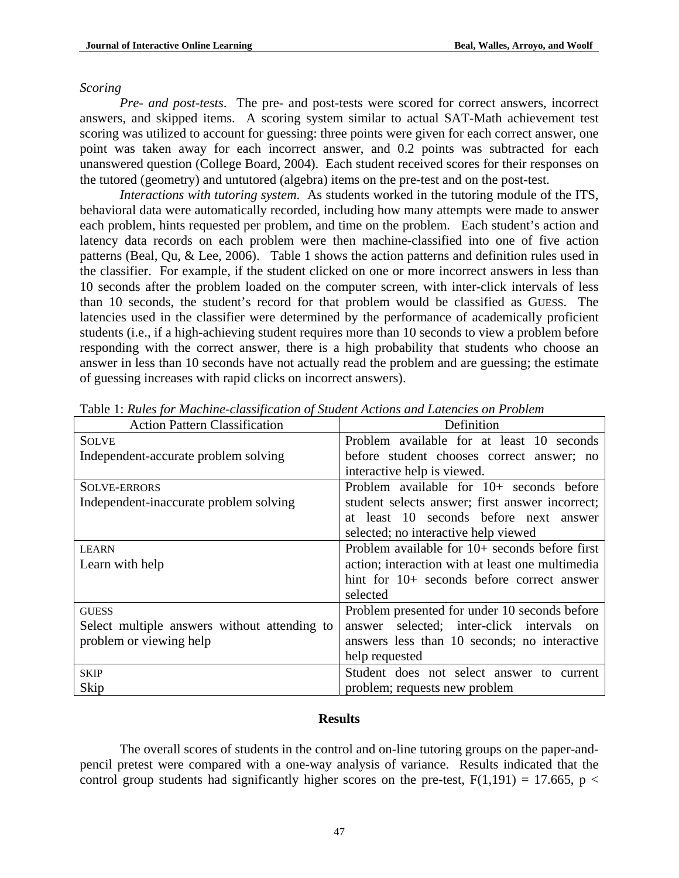*Scoring*

*Pre- and post-tests*. The pre- and post-tests were scored for correct answers, incorrect answers, and skipped items. A scoring system similar to actual SAT-Math achievement test scoring was utilized to account for guessing: three points were given for each correct answer, one point was taken away for each incorrect answer, and 0.2 points was subtracted for each unanswered question (College Board, 2004). Each student received scores for their responses on the tutored (geometry) and untutored (algebra) items on the pre-test and on the post-test.

*Interactions with tutoring system*. As students worked in the tutoring module of the ITS, behavioral data were automatically recorded, including how many attempts were made to answer each problem, hints requested per problem, and time on the problem. Each student's action and latency data records on each problem were then machine-classified into one of five action patterns (Beal, Qu, & Lee, 2006). Table 1 shows the action patterns and definition rules used in the classifier. For example, if the student clicked on one or more incorrect answers in less than 10 seconds after the problem loaded on the computer screen, with inter-click intervals of less than 10 seconds, the student's record for that problem would be classified as GUESS. The latencies used in the classifier were determined by the performance of academically proficient students (i.e., if a high-achieving student requires more than 10 seconds to view a problem before responding with the correct answer, there is a high probability that students who choose an answer in less than 10 seconds have not actually read the problem and are guessing; the estimate of guessing increases with rapid clicks on incorrect answers).

Table 1: *Rules for Machine-classification of Student Actions and Latencies on Problem*

| Action Pattern Classification | Definition |
|---|---|
| SOLVE<br>Independent-accurate problem solving | Problem available for at least 10 seconds before student chooses correct answer; no interactive help is viewed. |
| SOLVE-ERRORS<br>Independent-inaccurate problem solving | Problem available for 10+ seconds before student selects answer; first answer incorrect; at least 10 seconds before next answer selected; no interactive help viewed |
| LEARN<br>Learn with help | Problem available for 10+ seconds before first action; interaction with at least one multimedia hint for 10+ seconds before correct answer selected |
| GUESS<br>Select multiple answers without attending to problem or viewing help | Problem presented for under 10 seconds before answer selected; inter-click intervals on answers less than 10 seconds; no interactive help requested |
| SKIP<br>Skip | Student does not select answer to current problem; requests new problem |

## Results

The overall scores of students in the control and on-line tutoring groups on the paper-and-pencil pretest were compared with a one-way analysis of variance. Results indicated that the control group students had significantly higher scores on the pre-test, $F(1,191) = 17.665$, $p <$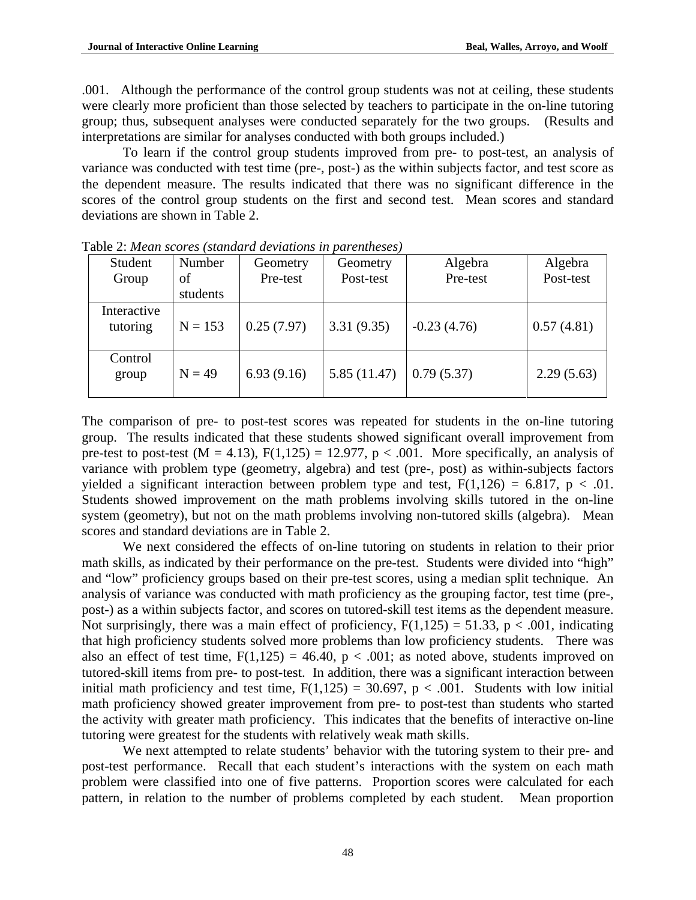.001. Although the performance of the control group students was not at ceiling, these students were clearly more proficient than those selected by teachers to participate in the on-line tutoring group; thus, subsequent analyses were conducted separately for the two groups. (Results and interpretations are similar for analyses conducted with both groups included.)

To learn if the control group students improved from pre- to post-test, an analysis of variance was conducted with test time (pre-, post-) as the within subjects factor, and test score as the dependent measure. The results indicated that there was no significant difference in the scores of the control group students on the first and second test. Mean scores and standard deviations are shown in Table 2.

Table 2: *Mean scores (standard deviations in parentheses)*

| Student Group | Number of students | Geometry Pre-test | Geometry Post-test | Algebra Pre-test | Algebra Post-test |
|---|---|---|---|---|---|
| Interactive tutoring | N = 153 | 0.25 (7.97) | 3.31 (9.35) | -0.23 (4.76) | 0.57 (4.81) |
| Control group | N = 49 | 6.93 (9.16) | 5.85 (11.47) | 0.79 (5.37) | 2.29 (5.63) |

The comparison of pre- to post-test scores was repeated for students in the on-line tutoring group. The results indicated that these students showed significant overall improvement from pre-test to post-test ($M = 4.13$), $F(1,125) = 12.977$, $p < .001$. More specifically, an analysis of variance with problem type (geometry, algebra) and test (pre-, post) as within-subjects factors yielded a significant interaction between problem type and test, $F(1,126) = 6.817$, $p < .01$. Students showed improvement on the math problems involving skills tutored in the on-line system (geometry), but not on the math problems involving non-tutored skills (algebra). Mean scores and standard deviations are in Table 2.

We next considered the effects of on-line tutoring on students in relation to their prior math skills, as indicated by their performance on the pre-test. Students were divided into "high" and "low" proficiency groups based on their pre-test scores, using a median split technique. An analysis of variance was conducted with math proficiency as the grouping factor, test time (pre-, post-) as a within subjects factor, and scores on tutored-skill test items as the dependent measure. Not surprisingly, there was a main effect of proficiency, $F(1,125) = 51.33$, $p < .001$, indicating that high proficiency students solved more problems than low proficiency students. There was also an effect of test time, $F(1,125) = 46.40$, $p < .001$; as noted above, students improved on tutored-skill items from pre- to post-test. In addition, there was a significant interaction between initial math proficiency and test time, $F(1,125) = 30.697$, $p < .001$. Students with low initial math proficiency showed greater improvement from pre- to post-test than students who started the activity with greater math proficiency. This indicates that the benefits of interactive on-line tutoring were greatest for the students with relatively weak math skills.

We next attempted to relate students' behavior with the tutoring system to their pre- and post-test performance. Recall that each student's interactions with the system on each math problem were classified into one of five patterns. Proportion scores were calculated for each pattern, in relation to the number of problems completed by each student. Mean proportion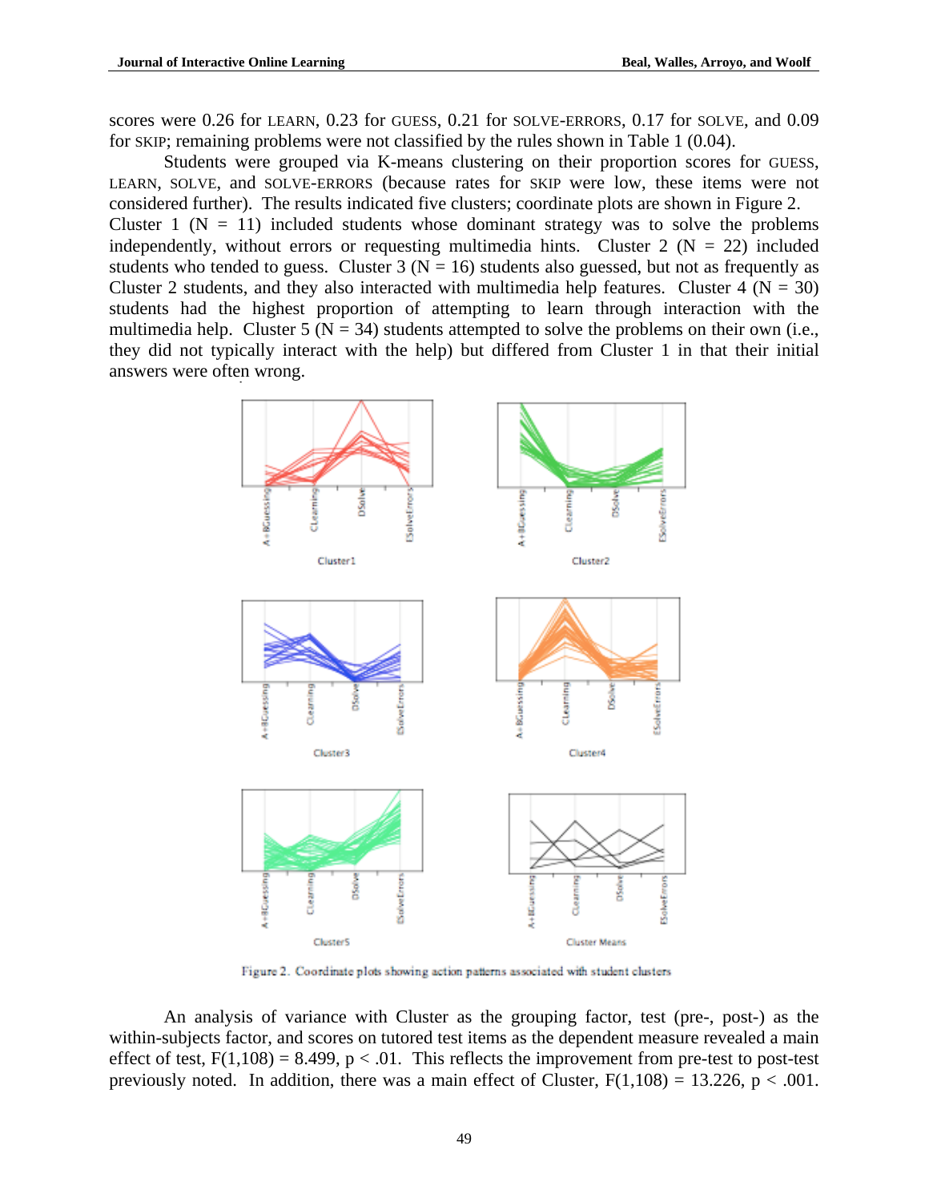scores were 0.26 for LEARN, 0.23 for GUESS, 0.21 for SOLVE-ERRORS, 0.17 for SOLVE, and 0.09 for SKIP; remaining problems were not classified by the rules shown in Table 1 (0.04).

Students were grouped via K-means clustering on their proportion scores for GUESS, LEARN, SOLVE, and SOLVE-ERRORS (because rates for SKIP were low, these items were not considered further). The results indicated five clusters; coordinate plots are shown in Figure 2. Cluster 1 (N = 11) included students whose dominant strategy was to solve the problems independently, without errors or requesting multimedia hints. Cluster 2 (N = 22) included students who tended to guess. Cluster 3 (N = 16) students also guessed, but not as frequently as Cluster 2 students, and they also interacted with multimedia help features. Cluster 4 (N = 30) students had the highest proportion of attempting to learn through interaction with the multimedia help. Cluster 5 (N = 34) students attempted to solve the problems on their own (i.e., they did not typically interact with the help) but differed from Cluster 1 in that their initial answers were often wrong.

Figure 2. Coordinate plots showing action patterns associated with student clusters

An analysis of variance with Cluster as the grouping factor, test (pre-, post-) as the within-subjects factor, and scores on tutored test items as the dependent measure revealed a main effect of test, $F(1,108) = 8.499$, $p < .01$. This reflects the improvement from pre-test to post-test previously noted. In addition, there was a main effect of Cluster, $F(1,108) = 13.226$, $p < .001$.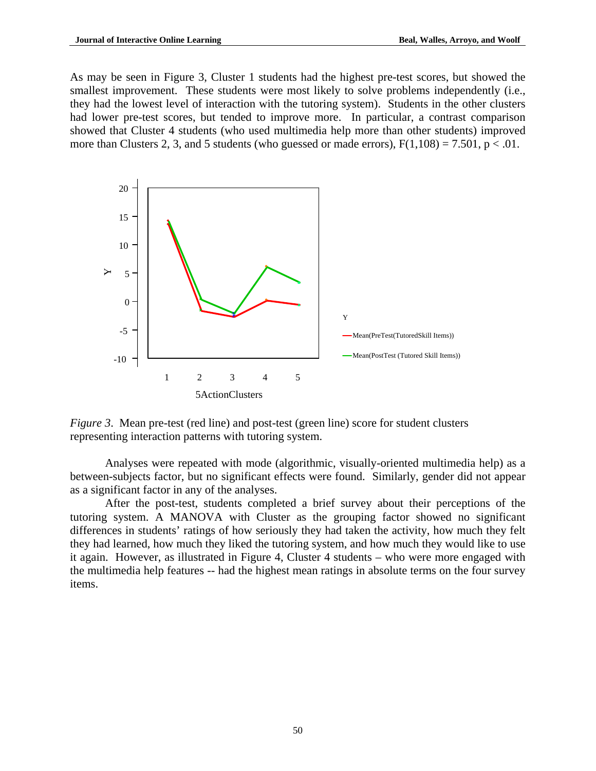As may be seen in Figure 3, Cluster 1 students had the highest pre-test scores, but showed the smallest improvement. These students were most likely to solve problems independently (i.e., they had the lowest level of interaction with the tutoring system). Students in the other clusters had lower pre-test scores, but tended to improve more. In particular, a contrast comparison showed that Cluster 4 students (who used multimedia help more than other students) improved more than Clusters 2, 3, and 5 students (who guessed or made errors), $F(1,108) = 7.501$, $p < .01$.

*Figure 3*. Mean pre-test (red line) and post-test (green line) score for student clusters representing interaction patterns with tutoring system.

Analyses were repeated with mode (algorithmic, visually-oriented multimedia help) as a between-subjects factor, but no significant effects were found. Similarly, gender did not appear as a significant factor in any of the analyses.

After the post-test, students completed a brief survey about their perceptions of the tutoring system. A MANOVA with Cluster as the grouping factor showed no significant differences in students' ratings of how seriously they had taken the activity, how much they felt they had learned, how much they liked the tutoring system, and how much they would like to use it again. However, as illustrated in Figure 4, Cluster 4 students – who were more engaged with the multimedia help features -- had the highest mean ratings in absolute terms on the four survey items.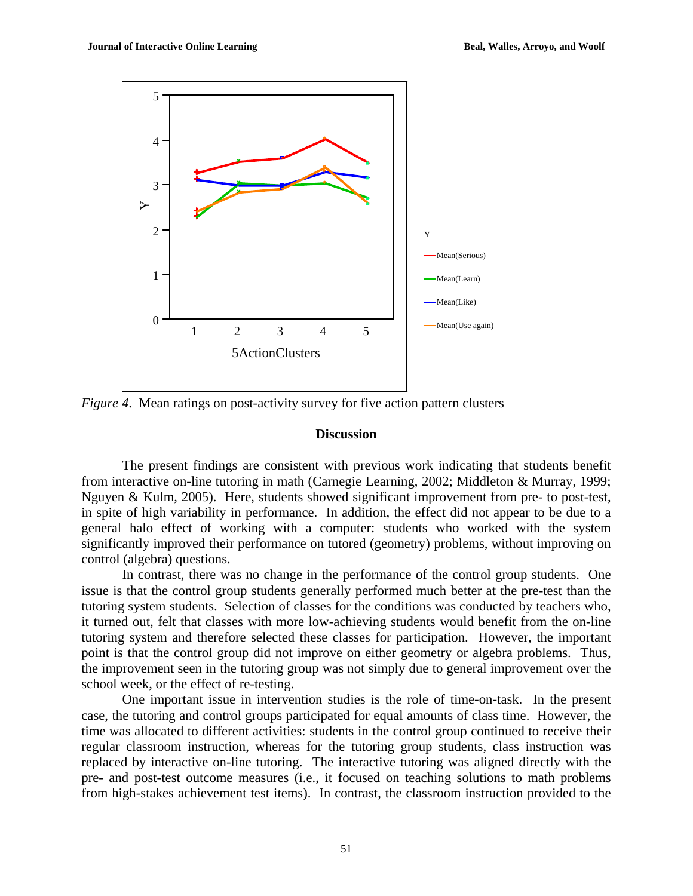*Figure 4*. Mean ratings on post-activity survey for five action pattern clusters

## Discussion

The present findings are consistent with previous work indicating that students benefit from interactive on-line tutoring in math (Carnegie Learning, 2002; Middleton & Murray, 1999; Nguyen & Kulm, 2005). Here, students showed significant improvement from pre- to post-test, in spite of high variability in performance. In addition, the effect did not appear to be due to a general halo effect of working with a computer: students who worked with the system significantly improved their performance on tutored (geometry) problems, without improving on control (algebra) questions.

In contrast, there was no change in the performance of the control group students. One issue is that the control group students generally performed much better at the pre-test than the tutoring system students. Selection of classes for the conditions was conducted by teachers who, it turned out, felt that classes with more low-achieving students would benefit from the on-line tutoring system and therefore selected these classes for participation. However, the important point is that the control group did not improve on either geometry or algebra problems. Thus, the improvement seen in the tutoring group was not simply due to general improvement over the school week, or the effect of re-testing.

One important issue in intervention studies is the role of time-on-task. In the present case, the tutoring and control groups participated for equal amounts of class time. However, the time was allocated to different activities: students in the control group continued to receive their regular classroom instruction, whereas for the tutoring group students, class instruction was replaced by interactive on-line tutoring. The interactive tutoring was aligned directly with the pre- and post-test outcome measures (i.e., it focused on teaching solutions to math problems from high-stakes achievement test items). In contrast, the classroom instruction provided to the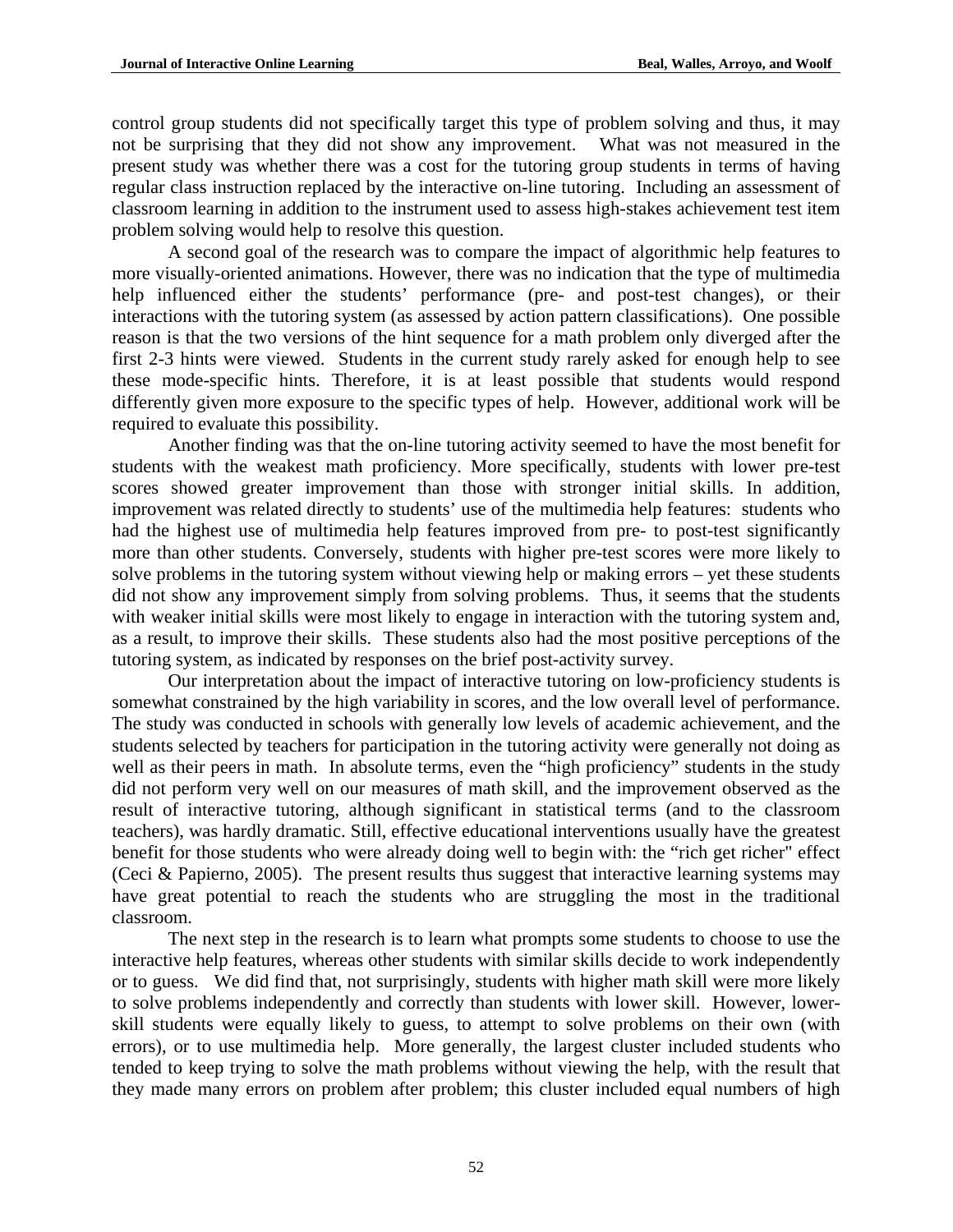control group students did not specifically target this type of problem solving and thus, it may not be surprising that they did not show any improvement. What was not measured in the present study was whether there was a cost for the tutoring group students in terms of having regular class instruction replaced by the interactive on-line tutoring. Including an assessment of classroom learning in addition to the instrument used to assess high-stakes achievement test item problem solving would help to resolve this question.

A second goal of the research was to compare the impact of algorithmic help features to more visually-oriented animations. However, there was no indication that the type of multimedia help influenced either the students' performance (pre- and post-test changes), or their interactions with the tutoring system (as assessed by action pattern classifications). One possible reason is that the two versions of the hint sequence for a math problem only diverged after the first 2-3 hints were viewed. Students in the current study rarely asked for enough help to see these mode-specific hints. Therefore, it is at least possible that students would respond differently given more exposure to the specific types of help. However, additional work will be required to evaluate this possibility.

Another finding was that the on-line tutoring activity seemed to have the most benefit for students with the weakest math proficiency. More specifically, students with lower pre-test scores showed greater improvement than those with stronger initial skills. In addition, improvement was related directly to students' use of the multimedia help features: students who had the highest use of multimedia help features improved from pre- to post-test significantly more than other students. Conversely, students with higher pre-test scores were more likely to solve problems in the tutoring system without viewing help or making errors – yet these students did not show any improvement simply from solving problems. Thus, it seems that the students with weaker initial skills were most likely to engage in interaction with the tutoring system and, as a result, to improve their skills. These students also had the most positive perceptions of the tutoring system, as indicated by responses on the brief post-activity survey.

Our interpretation about the impact of interactive tutoring on low-proficiency students is somewhat constrained by the high variability in scores, and the low overall level of performance. The study was conducted in schools with generally low levels of academic achievement, and the students selected by teachers for participation in the tutoring activity were generally not doing as well as their peers in math. In absolute terms, even the "high proficiency" students in the study did not perform very well on our measures of math skill, and the improvement observed as the result of interactive tutoring, although significant in statistical terms (and to the classroom teachers), was hardly dramatic. Still, effective educational interventions usually have the greatest benefit for those students who were already doing well to begin with: the "rich get richer" effect (Ceci & Papierno, 2005). The present results thus suggest that interactive learning systems may have great potential to reach the students who are struggling the most in the traditional classroom.

The next step in the research is to learn what prompts some students to choose to use the interactive help features, whereas other students with similar skills decide to work independently or to guess. We did find that, not surprisingly, students with higher math skill were more likely to solve problems independently and correctly than students with lower skill. However, lower-skill students were equally likely to guess, to attempt to solve problems on their own (with errors), or to use multimedia help. More generally, the largest cluster included students who tended to keep trying to solve the math problems without viewing the help, with the result that they made many errors on problem after problem; this cluster included equal numbers of high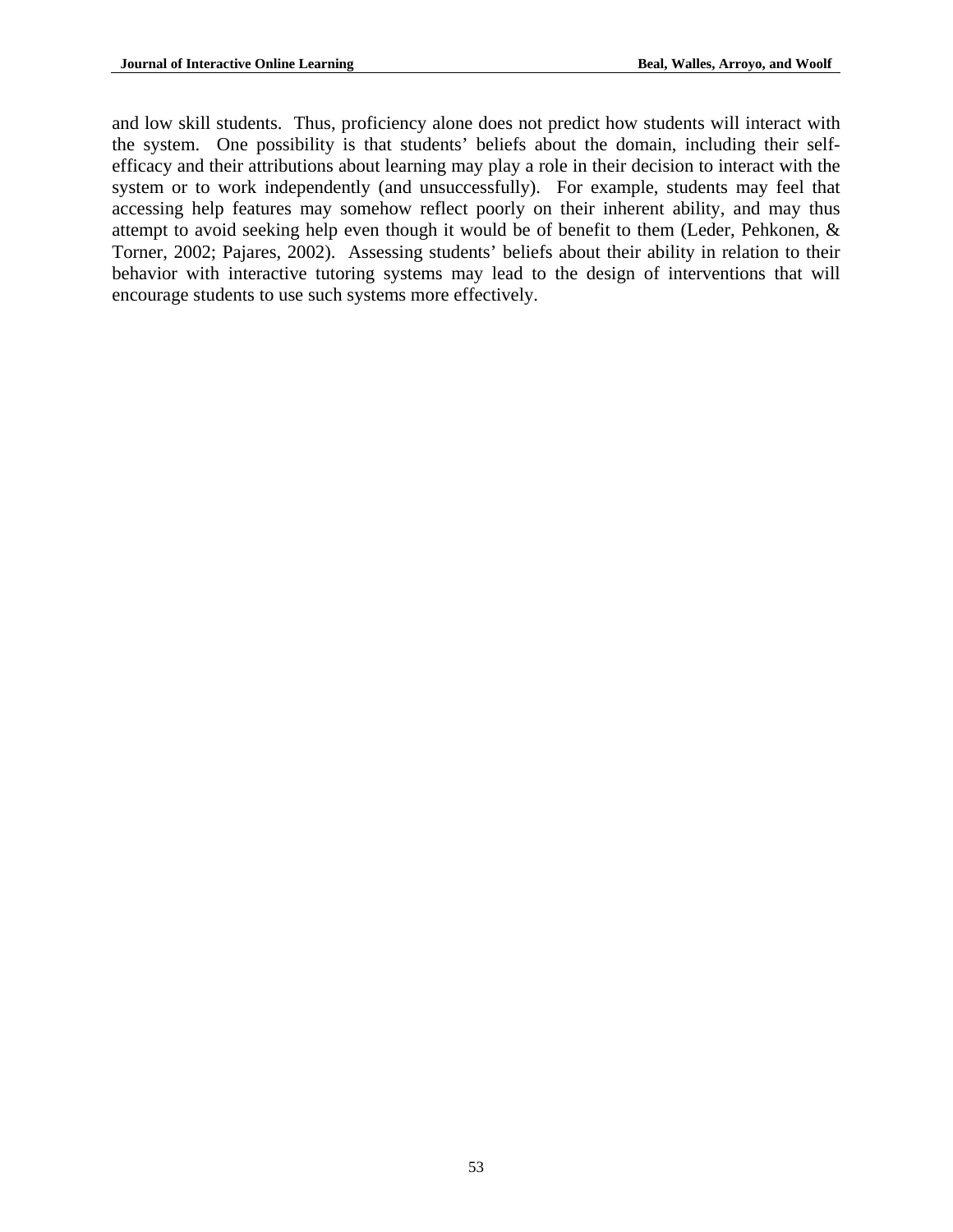and low skill students. Thus, proficiency alone does not predict how students will interact with the system. One possibility is that students' beliefs about the domain, including their self-efficacy and their attributions about learning may play a role in their decision to interact with the system or to work independently (and unsuccessfully). For example, students may feel that accessing help features may somehow reflect poorly on their inherent ability, and may thus attempt to avoid seeking help even though it would be of benefit to them (Leder, Pehkonen, & Torner, 2002; Pajares, 2002). Assessing students' beliefs about their ability in relation to their behavior with interactive tutoring systems may lead to the design of interventions that will encourage students to use such systems more effectively.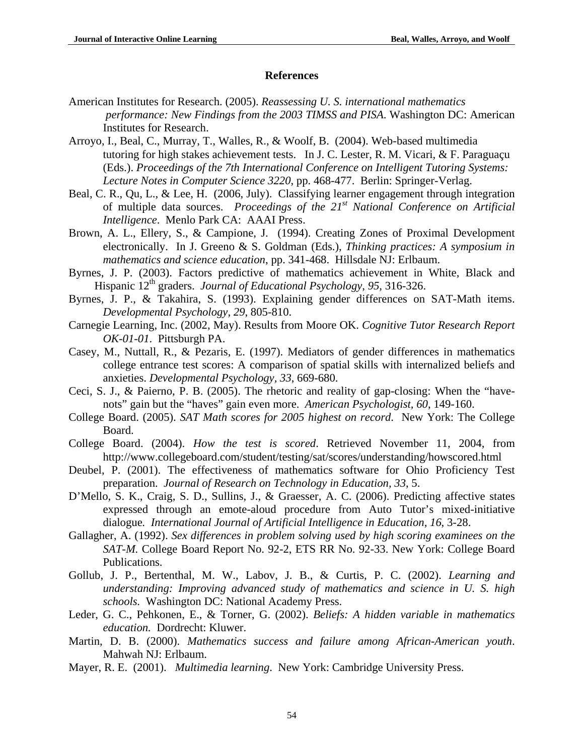## References

American Institutes for Research. (2005). *Reassessing U. S. international mathematics performance: New Findings from the 2003 TIMSS and PISA*. Washington DC: American Institutes for Research.

Arroyo, I., Beal, C., Murray, T., Walles, R., & Woolf, B. (2004). Web-based multimedia tutoring for high stakes achievement tests. In J. C. Lester, R. M. Vicari, & F. Paraguaçu (Eds.). *Proceedings of the 7th International Conference on Intelligent Tutoring Systems: Lecture Notes in Computer Science 3220*, pp. 468-477. Berlin: Springer-Verlag.

Beal, C. R., Qu, L., & Lee, H. (2006, July). Classifying learner engagement through integration of multiple data sources. *Proceedings of the 21st National Conference on Artificial Intelligence*. Menlo Park CA: AAAI Press.

Brown, A. L., Ellery, S., & Campione, J. (1994). Creating Zones of Proximal Development electronically. In J. Greeno & S. Goldman (Eds.), *Thinking practices: A symposium in mathematics and science education*, pp. 341-468. Hillsdale NJ: Erlbaum.

Byrnes, J. P. (2003). Factors predictive of mathematics achievement in White, Black and Hispanic 12th graders. *Journal of Educational Psychology, 95*, 316-326.

Byrnes, J. P., & Takahira, S. (1993). Explaining gender differences on SAT-Math items. *Developmental Psychology, 29*, 805-810.

Carnegie Learning, Inc. (2002, May). Results from Moore OK. *Cognitive Tutor Research Report OK-01-01*. Pittsburgh PA.

Casey, M., Nuttall, R., & Pezaris, E. (1997). Mediators of gender differences in mathematics college entrance test scores: A comparison of spatial skills with internalized beliefs and anxieties. *Developmental Psychology, 33*, 669-680.

Ceci, S. J., & Paierno, P. B. (2005). The rhetoric and reality of gap-closing: When the "have-nots" gain but the "haves" gain even more. *American Psychologist, 60*, 149-160.

College Board. (2005). *SAT Math scores for 2005 highest on record*. New York: The College Board.

College Board. (2004). *How the test is scored*. Retrieved November 11, 2004, from http://www.collegeboard.com/student/testing/sat/scores/understanding/howscored.html

Deubel, P. (2001). The effectiveness of mathematics software for Ohio Proficiency Test preparation. *Journal of Research on Technology in Education, 33*, 5.

D'Mello, S. K., Craig, S. D., Sullins, J., & Graesser, A. C. (2006). Predicting affective states expressed through an emote-aloud procedure from Auto Tutor's mixed-initiative dialogue. *International Journal of Artificial Intelligence in Education, 16*, 3-28.

Gallagher, A. (1992). *Sex differences in problem solving used by high scoring examinees on the SAT-M.* College Board Report No. 92-2, ETS RR No. 92-33. New York: College Board Publications.

Gollub, J. P., Bertenthal, M. W., Labov, J. B., & Curtis, P. C. (2002). *Learning and understanding: Improving advanced study of mathematics and science in U. S. high schools.* Washington DC: National Academy Press.

Leder, G. C., Pehkonen, E., & Torner, G. (2002). *Beliefs: A hidden variable in mathematics education.* Dordrecht: Kluwer.

Martin, D. B. (2000). *Mathematics success and failure among African-American youth*. Mahwah NJ: Erlbaum.

Mayer, R. E. (2001). *Multimedia learning*. New York: Cambridge University Press.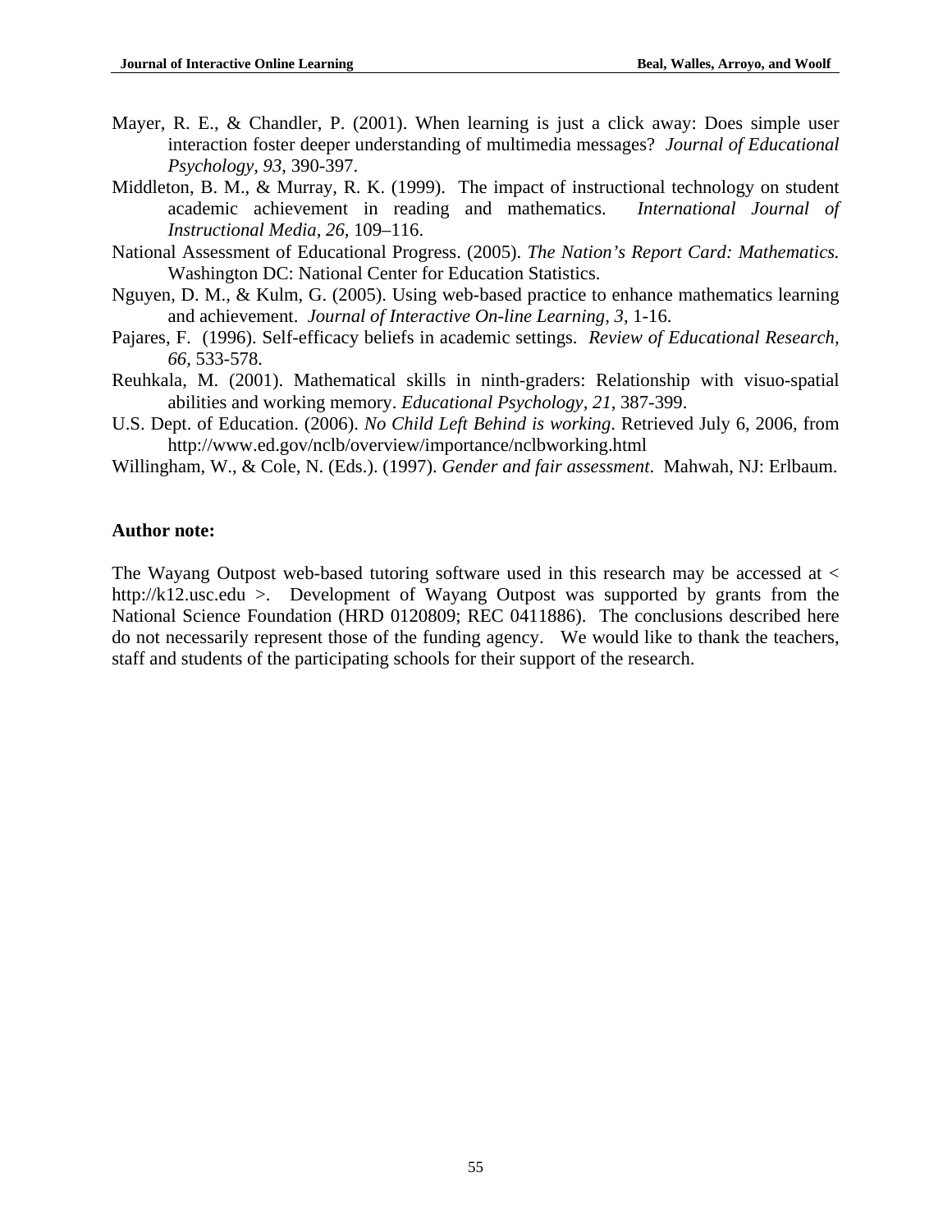Mayer, R. E., & Chandler, P. (2001). When learning is just a click away: Does simple user interaction foster deeper understanding of multimedia messages? *Journal of Educational Psychology*, *93*, 390-397.

Middleton, B. M., & Murray, R. K. (1999). The impact of instructional technology on student academic achievement in reading and mathematics. *International Journal of Instructional Media*, *26*, 109–116.

National Assessment of Educational Progress. (2005). *The Nation's Report Card: Mathematics.* Washington DC: National Center for Education Statistics.

Nguyen, D. M., & Kulm, G. (2005). Using web-based practice to enhance mathematics learning and achievement. *Journal of Interactive On-line Learning, 3*, 1-16.

Pajares, F. (1996). Self-efficacy beliefs in academic settings. *Review of Educational Research, 66*, 533-578.

Reuhkala, M. (2001). Mathematical skills in ninth-graders: Relationship with visuo-spatial abilities and working memory. *Educational Psychology*, *21*, 387-399.

U.S. Dept. of Education. (2006). *No Child Left Behind is working*. Retrieved July 6, 2006, from http://www.ed.gov/nclb/overview/importance/nclbworking.html

Willingham, W., & Cole, N. (Eds.). (1997). *Gender and fair assessment*. Mahwah, NJ: Erlbaum.

**Author note:**

The Wayang Outpost web-based tutoring software used in this research may be accessed at < http://k12.usc.edu >. Development of Wayang Outpost was supported by grants from the National Science Foundation (HRD 0120809; REC 0411886). The conclusions described here do not necessarily represent those of the funding agency. We would like to thank the teachers, staff and students of the participating schools for their support of the research.